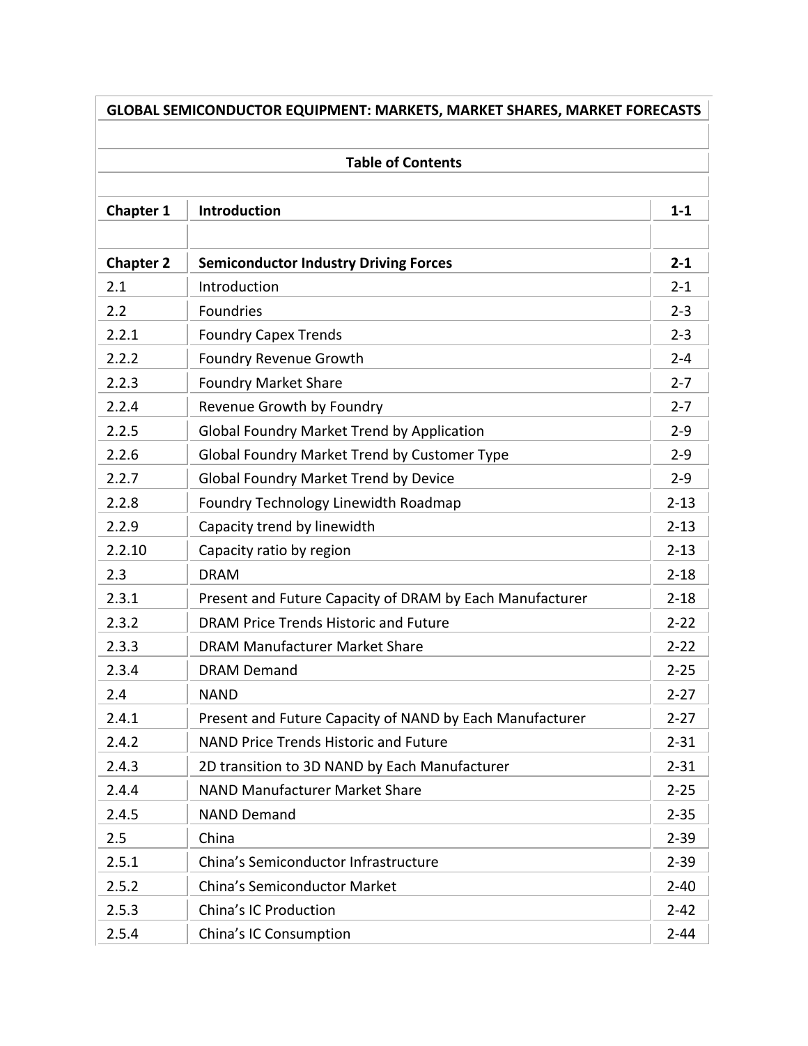# GLOBAL SEMICONDUCTOR EQUIPMENT: MARKETS, MARKET SHARES, MARKET FORECASTS

## Table of Contents

| | | |
|---|---|---|
| **Chapter 1** | **Introduction** | **1-1** |
| | | |
| **Chapter 2** | **Semiconductor Industry Driving Forces** | **2-1** |
| 2.1 | Introduction | 2-1 |
| 2.2 | Foundries | 2-3 |
| 2.2.1 | Foundry Capex Trends | 2-3 |
| 2.2.2 | Foundry Revenue Growth | 2-4 |
| 2.2.3 | Foundry Market Share | 2-7 |
| 2.2.4 | Revenue Growth by Foundry | 2-7 |
| 2.2.5 | Global Foundry Market Trend by Application | 2-9 |
| 2.2.6 | Global Foundry Market Trend by Customer Type | 2-9 |
| 2.2.7 | Global Foundry Market Trend by Device | 2-9 |
| 2.2.8 | Foundry Technology Linewidth Roadmap | 2-13 |
| 2.2.9 | Capacity trend by linewidth | 2-13 |
| 2.2.10 | Capacity ratio by region | 2-13 |
| 2.3 | DRAM | 2-18 |
| 2.3.1 | Present and Future Capacity of DRAM by Each Manufacturer | 2-18 |
| 2.3.2 | DRAM Price Trends Historic and Future | 2-22 |
| 2.3.3 | DRAM Manufacturer Market Share | 2-22 |
| 2.3.4 | DRAM Demand | 2-25 |
| 2.4 | NAND | 2-27 |
| 2.4.1 | Present and Future Capacity of NAND by Each Manufacturer | 2-27 |
| 2.4.2 | NAND Price Trends Historic and Future | 2-31 |
| 2.4.3 | 2D transition to 3D NAND by Each Manufacturer | 2-31 |
| 2.4.4 | NAND Manufacturer Market Share | 2-25 |
| 2.4.5 | NAND Demand | 2-35 |
| 2.5 | China | 2-39 |
| 2.5.1 | China's Semiconductor Infrastructure | 2-39 |
| 2.5.2 | China's Semiconductor Market | 2-40 |
| 2.5.3 | China's IC Production | 2-42 |
| 2.5.4 | China's IC Consumption | 2-44 |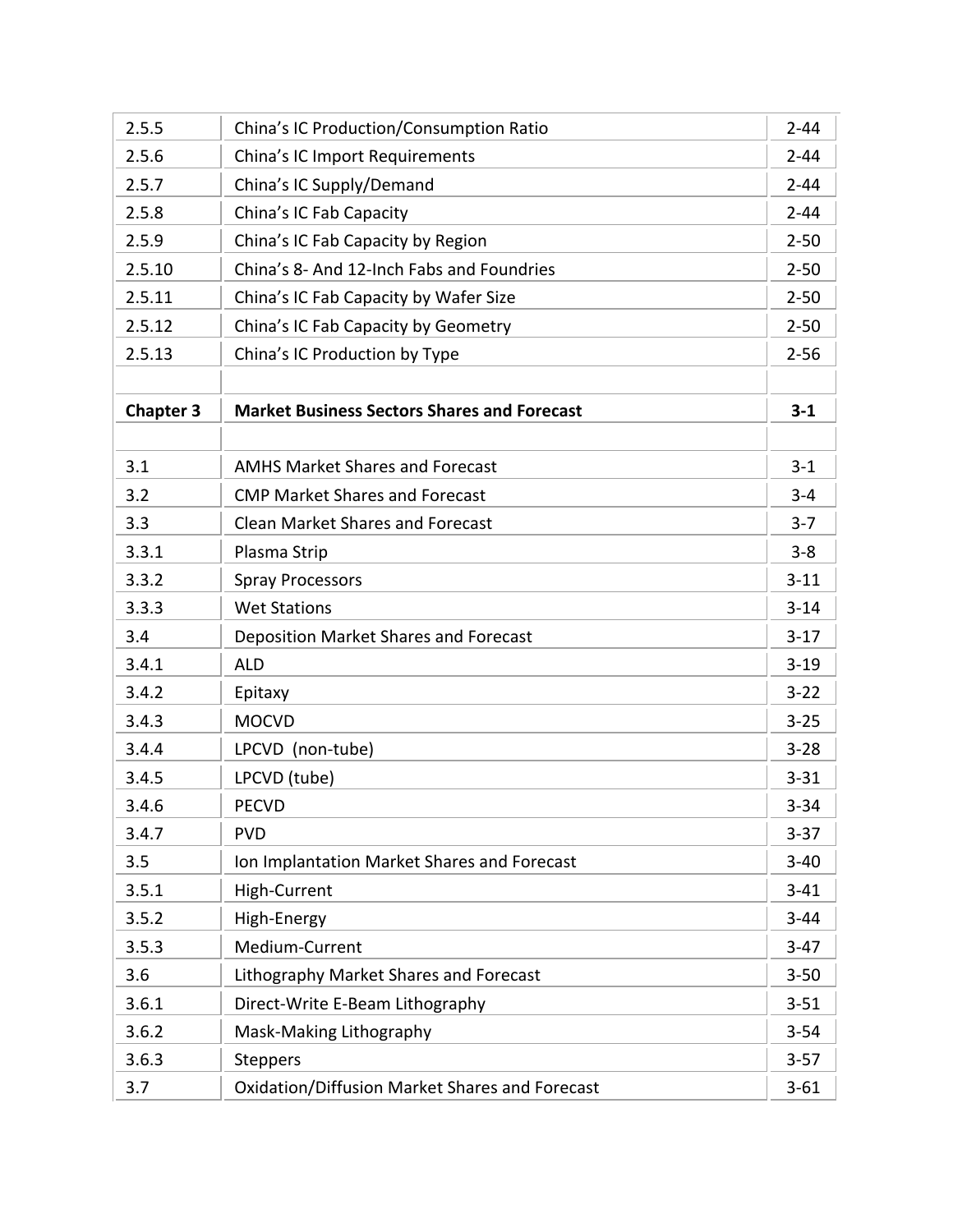| | | |
|---|---|---|
| 2.5.5 | China's IC Production/Consumption Ratio | 2-44 |
| 2.5.6 | China's IC Import Requirements | 2-44 |
| 2.5.7 | China's IC Supply/Demand | 2-44 |
| 2.5.8 | China's IC Fab Capacity | 2-44 |
| 2.5.9 | China's IC Fab Capacity by Region | 2-50 |
| 2.5.10 | China's 8- And 12-Inch Fabs and Foundries | 2-50 |
| 2.5.11 | China's IC Fab Capacity by Wafer Size | 2-50 |
| 2.5.12 | China's IC Fab Capacity by Geometry | 2-50 |
| 2.5.13 | China's IC Production by Type | 2-56 |
| | | |
| **Chapter 3** | **Market Business Sectors Shares and Forecast** | **3-1** |
| | | |
| 3.1 | AMHS Market Shares and Forecast | 3-1 |
| 3.2 | CMP Market Shares and Forecast | 3-4 |
| 3.3 | Clean Market Shares and Forecast | 3-7 |
| 3.3.1 | Plasma Strip | 3-8 |
| 3.3.2 | Spray Processors | 3-11 |
| 3.3.3 | Wet Stations | 3-14 |
| 3.4 | Deposition Market Shares and Forecast | 3-17 |
| 3.4.1 | ALD | 3-19 |
| 3.4.2 | Epitaxy | 3-22 |
| 3.4.3 | MOCVD | 3-25 |
| 3.4.4 | LPCVD (non-tube) | 3-28 |
| 3.4.5 | LPCVD (tube) | 3-31 |
| 3.4.6 | PECVD | 3-34 |
| 3.4.7 | PVD | 3-37 |
| 3.5 | Ion Implantation Market Shares and Forecast | 3-40 |
| 3.5.1 | High-Current | 3-41 |
| 3.5.2 | High-Energy | 3-44 |
| 3.5.3 | Medium-Current | 3-47 |
| 3.6 | Lithography Market Shares and Forecast | 3-50 |
| 3.6.1 | Direct-Write E-Beam Lithography | 3-51 |
| 3.6.2 | Mask-Making Lithography | 3-54 |
| 3.6.3 | Steppers | 3-57 |
| 3.7 | Oxidation/Diffusion Market Shares and Forecast | 3-61 |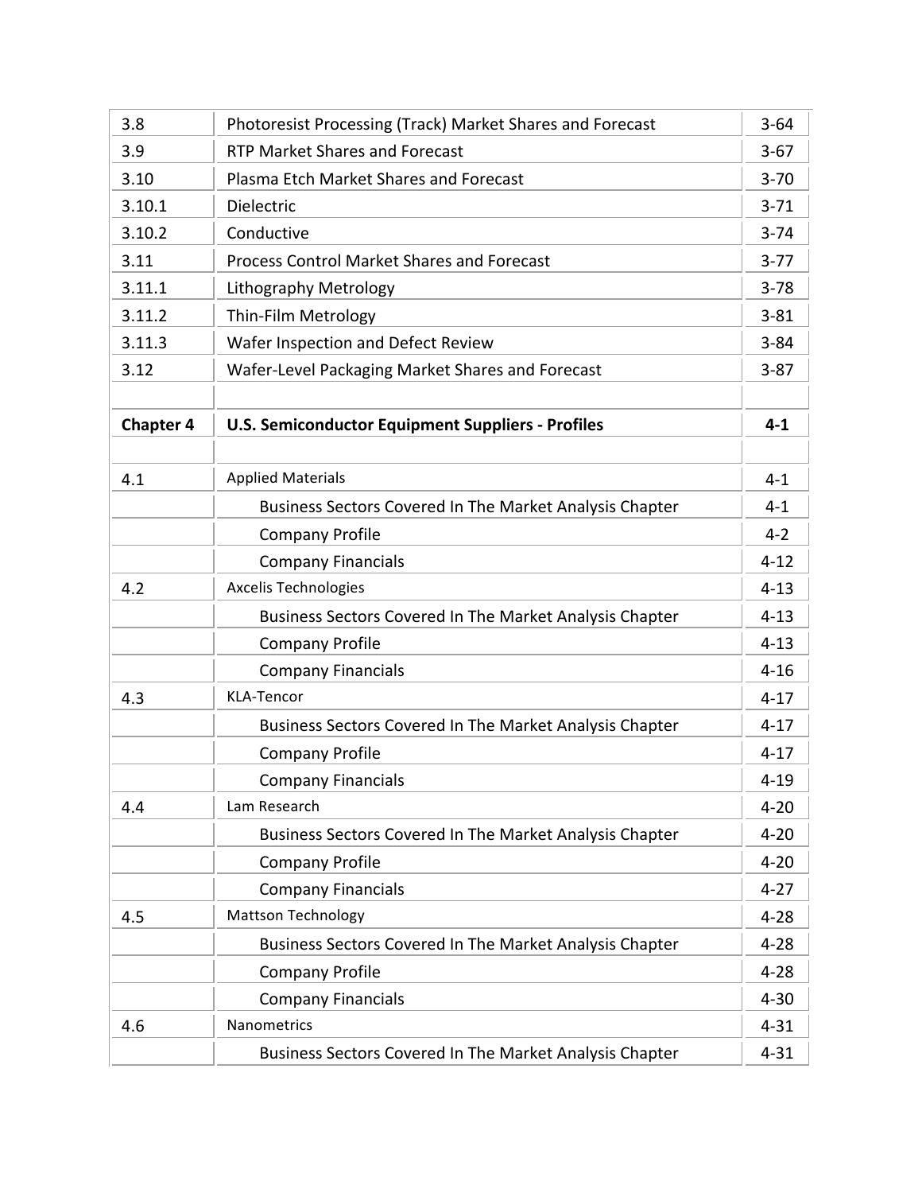| | | |
|---|---|---|
| 3.8 | Photoresist Processing (Track) Market Shares and Forecast | 3-64 |
| 3.9 | RTP Market Shares and Forecast | 3-67 |
| 3.10 | Plasma Etch Market Shares and Forecast | 3-70 |
| 3.10.1 | Dielectric | 3-71 |
| 3.10.2 | Conductive | 3-74 |
| 3.11 | Process Control Market Shares and Forecast | 3-77 |
| 3.11.1 | Lithography Metrology | 3-78 |
| 3.11.2 | Thin-Film Metrology | 3-81 |
| 3.11.3 | Wafer Inspection and Defect Review | 3-84 |
| 3.12 | Wafer-Level Packaging Market Shares and Forecast | 3-87 |
| | | |
| **Chapter 4** | **U.S. Semiconductor Equipment Suppliers - Profiles** | **4-1** |
| | | |
| 4.1 | Applied Materials | 4-1 |
| | Business Sectors Covered In The Market Analysis Chapter | 4-1 |
| | Company Profile | 4-2 |
| | Company Financials | 4-12 |
| 4.2 | Axcelis Technologies | 4-13 |
| | Business Sectors Covered In The Market Analysis Chapter | 4-13 |
| | Company Profile | 4-13 |
| | Company Financials | 4-16 |
| 4.3 | KLA-Tencor | 4-17 |
| | Business Sectors Covered In The Market Analysis Chapter | 4-17 |
| | Company Profile | 4-17 |
| | Company Financials | 4-19 |
| 4.4 | Lam Research | 4-20 |
| | Business Sectors Covered In The Market Analysis Chapter | 4-20 |
| | Company Profile | 4-20 |
| | Company Financials | 4-27 |
| 4.5 | Mattson Technology | 4-28 |
| | Business Sectors Covered In The Market Analysis Chapter | 4-28 |
| | Company Profile | 4-28 |
| | Company Financials | 4-30 |
| 4.6 | Nanometrics | 4-31 |
| | Business Sectors Covered In The Market Analysis Chapter | 4-31 |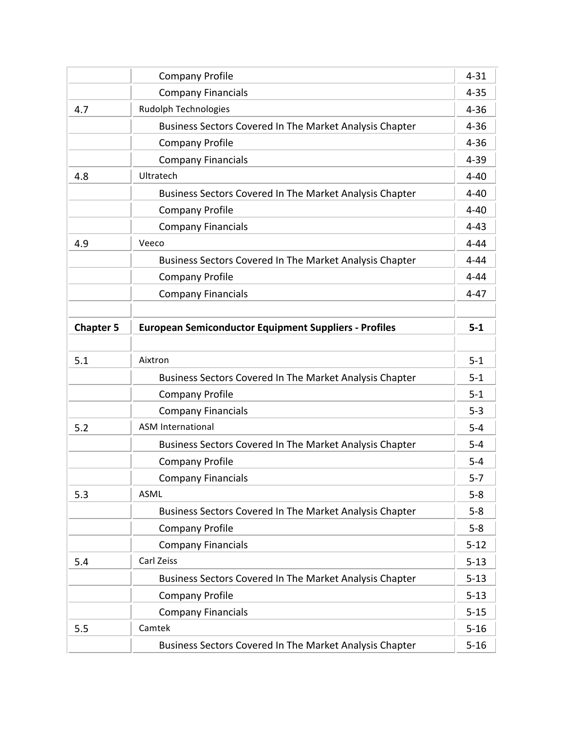| | | |
|---|---|---|
| | Company Profile | 4-31 |
| | Company Financials | 4-35 |
| 4.7 | Rudolph Technologies | 4-36 |
| | Business Sectors Covered In The Market Analysis Chapter | 4-36 |
| | Company Profile | 4-36 |
| | Company Financials | 4-39 |
| 4.8 | Ultratech | 4-40 |
| | Business Sectors Covered In The Market Analysis Chapter | 4-40 |
| | Company Profile | 4-40 |
| | Company Financials | 4-43 |
| 4.9 | Veeco | 4-44 |
| | Business Sectors Covered In The Market Analysis Chapter | 4-44 |
| | Company Profile | 4-44 |
| | Company Financials | 4-47 |
| | | |
| **Chapter 5** | **European Semiconductor Equipment Suppliers - Profiles** | **5-1** |
| | | |
| 5.1 | Aixtron | 5-1 |
| | Business Sectors Covered In The Market Analysis Chapter | 5-1 |
| | Company Profile | 5-1 |
| | Company Financials | 5-3 |
| 5.2 | ASM International | 5-4 |
| | Business Sectors Covered In The Market Analysis Chapter | 5-4 |
| | Company Profile | 5-4 |
| | Company Financials | 5-7 |
| 5.3 | ASML | 5-8 |
| | Business Sectors Covered In The Market Analysis Chapter | 5-8 |
| | Company Profile | 5-8 |
| | Company Financials | 5-12 |
| 5.4 | Carl Zeiss | 5-13 |
| | Business Sectors Covered In The Market Analysis Chapter | 5-13 |
| | Company Profile | 5-13 |
| | Company Financials | 5-15 |
| 5.5 | Camtek | 5-16 |
| | Business Sectors Covered In The Market Analysis Chapter | 5-16 |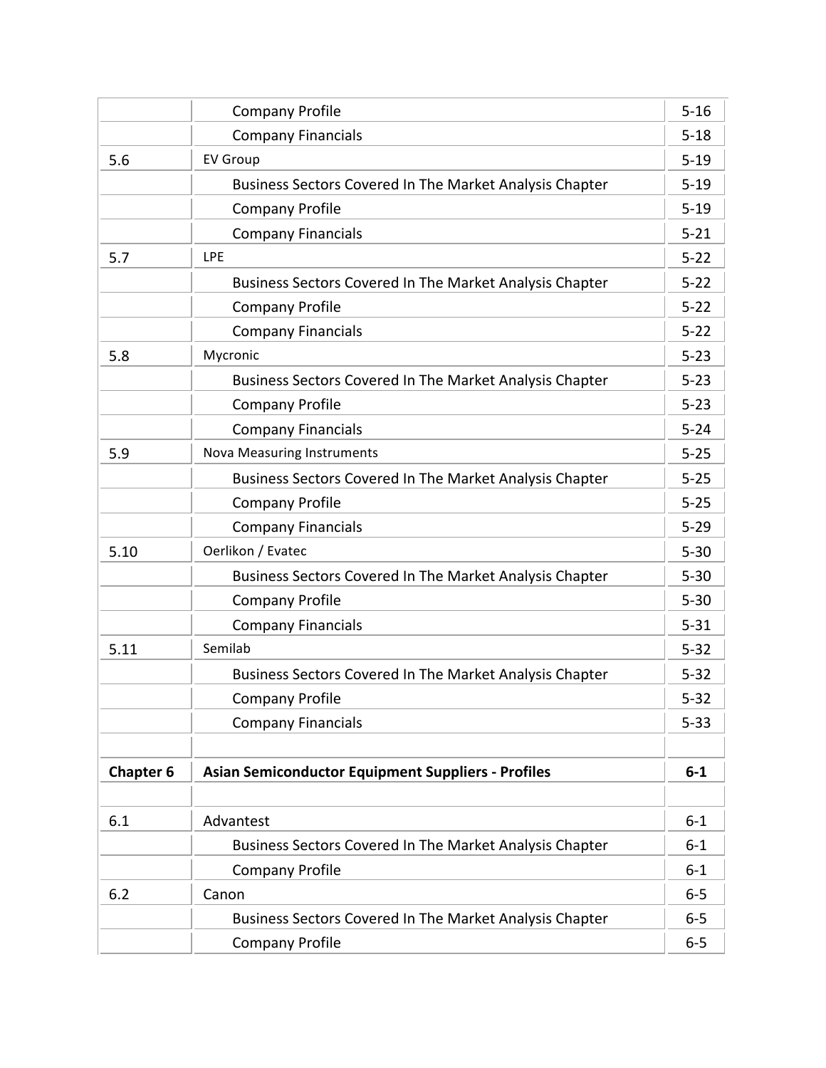| | | |
|---|---|---|
| | Company Profile | 5-16 |
| | Company Financials | 5-18 |
| 5.6 | EV Group | 5-19 |
| | Business Sectors Covered In The Market Analysis Chapter | 5-19 |
| | Company Profile | 5-19 |
| | Company Financials | 5-21 |
| 5.7 | LPE | 5-22 |
| | Business Sectors Covered In The Market Analysis Chapter | 5-22 |
| | Company Profile | 5-22 |
| | Company Financials | 5-22 |
| 5.8 | Mycronic | 5-23 |
| | Business Sectors Covered In The Market Analysis Chapter | 5-23 |
| | Company Profile | 5-23 |
| | Company Financials | 5-24 |
| 5.9 | Nova Measuring Instruments | 5-25 |
| | Business Sectors Covered In The Market Analysis Chapter | 5-25 |
| | Company Profile | 5-25 |
| | Company Financials | 5-29 |
| 5.10 | Oerlikon / Evatec | 5-30 |
| | Business Sectors Covered In The Market Analysis Chapter | 5-30 |
| | Company Profile | 5-30 |
| | Company Financials | 5-31 |
| 5.11 | Semilab | 5-32 |
| | Business Sectors Covered In The Market Analysis Chapter | 5-32 |
| | Company Profile | 5-32 |
| | Company Financials | 5-33 |
| | | |
| **Chapter 6** | **Asian Semiconductor Equipment Suppliers - Profiles** | **6-1** |
| | | |
| 6.1 | Advantest | 6-1 |
| | Business Sectors Covered In The Market Analysis Chapter | 6-1 |
| | Company Profile | 6-1 |
| 6.2 | Canon | 6-5 |
| | Business Sectors Covered In The Market Analysis Chapter | 6-5 |
| | Company Profile | 6-5 |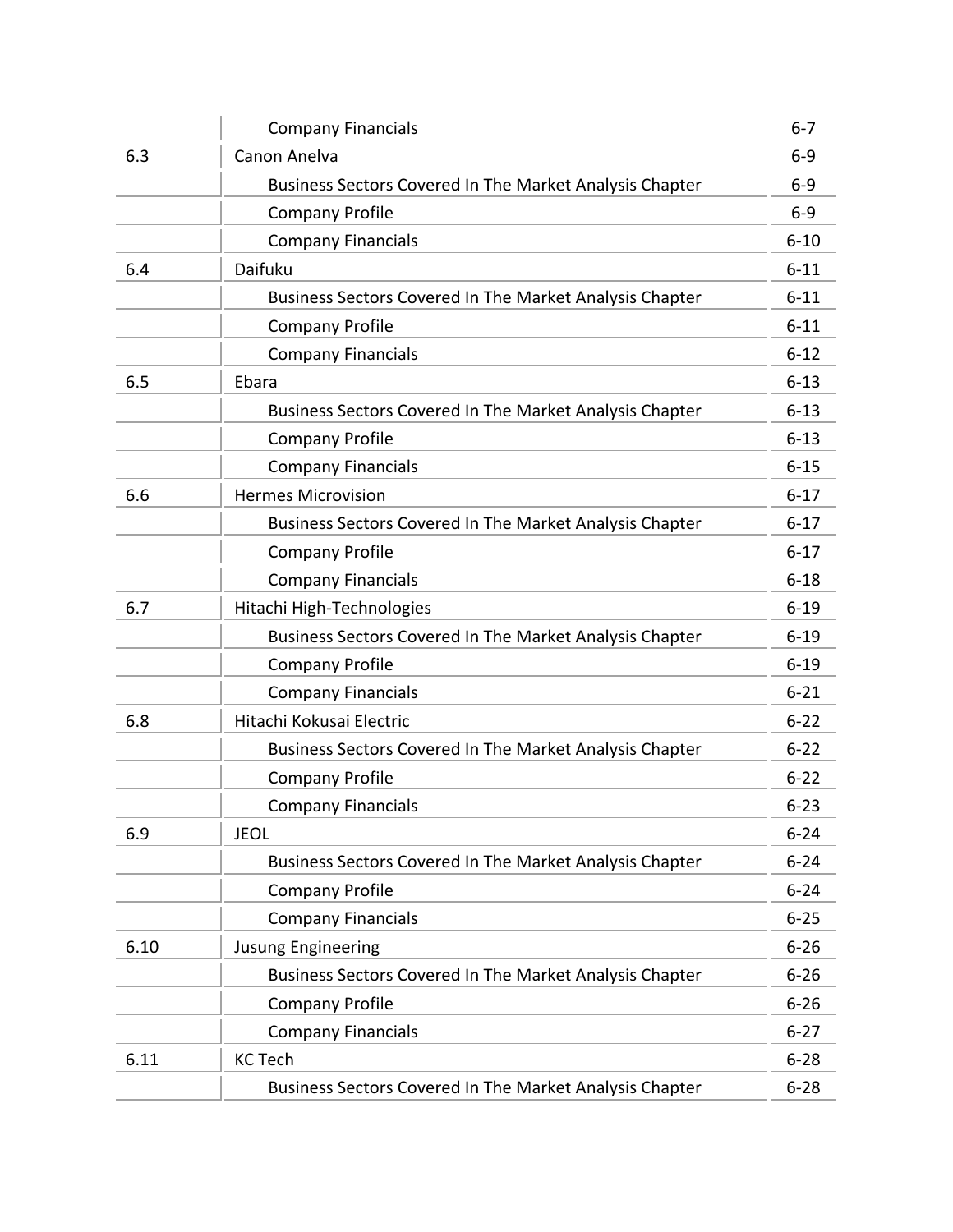| | | |
|---|---|---|
| | Company Financials | 6-7 |
| 6.3 | Canon Anelva | 6-9 |
| | Business Sectors Covered In The Market Analysis Chapter | 6-9 |
| | Company Profile | 6-9 |
| | Company Financials | 6-10 |
| 6.4 | Daifuku | 6-11 |
| | Business Sectors Covered In The Market Analysis Chapter | 6-11 |
| | Company Profile | 6-11 |
| | Company Financials | 6-12 |
| 6.5 | Ebara | 6-13 |
| | Business Sectors Covered In The Market Analysis Chapter | 6-13 |
| | Company Profile | 6-13 |
| | Company Financials | 6-15 |
| 6.6 | Hermes Microvision | 6-17 |
| | Business Sectors Covered In The Market Analysis Chapter | 6-17 |
| | Company Profile | 6-17 |
| | Company Financials | 6-18 |
| 6.7 | Hitachi High-Technologies | 6-19 |
| | Business Sectors Covered In The Market Analysis Chapter | 6-19 |
| | Company Profile | 6-19 |
| | Company Financials | 6-21 |
| 6.8 | Hitachi Kokusai Electric | 6-22 |
| | Business Sectors Covered In The Market Analysis Chapter | 6-22 |
| | Company Profile | 6-22 |
| | Company Financials | 6-23 |
| 6.9 | JEOL | 6-24 |
| | Business Sectors Covered In The Market Analysis Chapter | 6-24 |
| | Company Profile | 6-24 |
| | Company Financials | 6-25 |
| 6.10 | Jusung Engineering | 6-26 |
| | Business Sectors Covered In The Market Analysis Chapter | 6-26 |
| | Company Profile | 6-26 |
| | Company Financials | 6-27 |
| 6.11 | KC Tech | 6-28 |
| | Business Sectors Covered In The Market Analysis Chapter | 6-28 |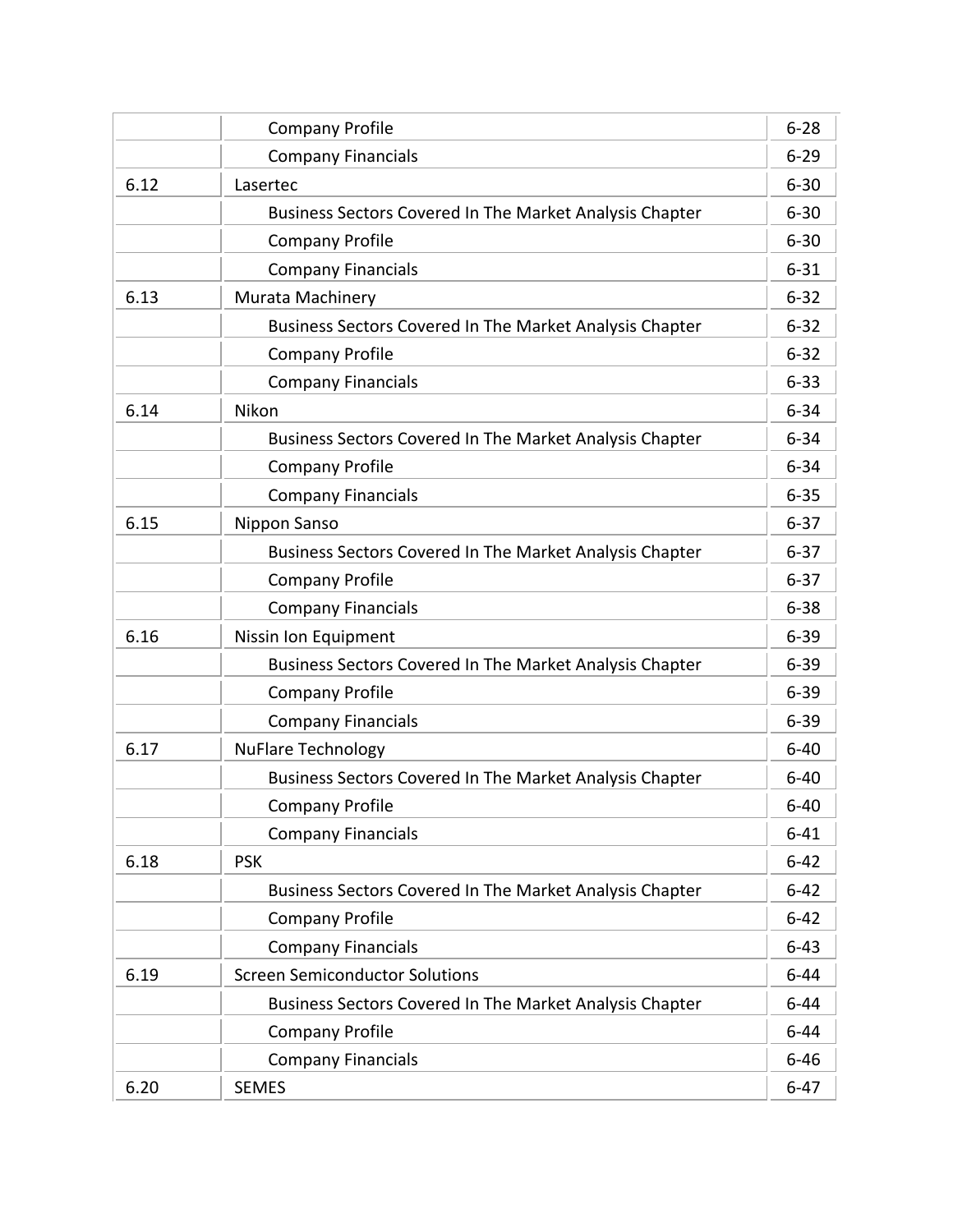| | | |
|---|---|---|
| | Company Profile | 6-28 |
| | Company Financials | 6-29 |
| 6.12 | Lasertec | 6-30 |
| | Business Sectors Covered In The Market Analysis Chapter | 6-30 |
| | Company Profile | 6-30 |
| | Company Financials | 6-31 |
| 6.13 | Murata Machinery | 6-32 |
| | Business Sectors Covered In The Market Analysis Chapter | 6-32 |
| | Company Profile | 6-32 |
| | Company Financials | 6-33 |
| 6.14 | Nikon | 6-34 |
| | Business Sectors Covered In The Market Analysis Chapter | 6-34 |
| | Company Profile | 6-34 |
| | Company Financials | 6-35 |
| 6.15 | Nippon Sanso | 6-37 |
| | Business Sectors Covered In The Market Analysis Chapter | 6-37 |
| | Company Profile | 6-37 |
| | Company Financials | 6-38 |
| 6.16 | Nissin Ion Equipment | 6-39 |
| | Business Sectors Covered In The Market Analysis Chapter | 6-39 |
| | Company Profile | 6-39 |
| | Company Financials | 6-39 |
| 6.17 | NuFlare Technology | 6-40 |
| | Business Sectors Covered In The Market Analysis Chapter | 6-40 |
| | Company Profile | 6-40 |
| | Company Financials | 6-41 |
| 6.18 | PSK | 6-42 |
| | Business Sectors Covered In The Market Analysis Chapter | 6-42 |
| | Company Profile | 6-42 |
| | Company Financials | 6-43 |
| 6.19 | Screen Semiconductor Solutions | 6-44 |
| | Business Sectors Covered In The Market Analysis Chapter | 6-44 |
| | Company Profile | 6-44 |
| | Company Financials | 6-46 |
| 6.20 | SEMES | 6-47 |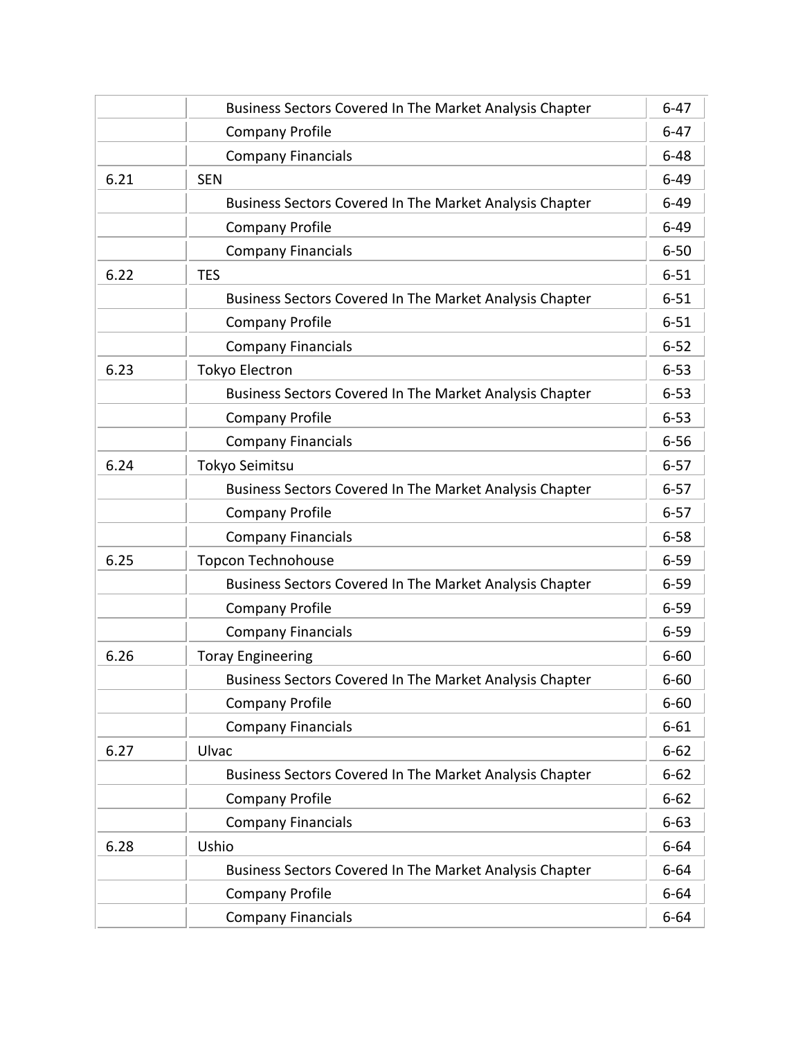| | | |
|---|---|---|
| | Business Sectors Covered In The Market Analysis Chapter | 6-47 |
| | Company Profile | 6-47 |
| | Company Financials | 6-48 |
| 6.21 | SEN | 6-49 |
| | Business Sectors Covered In The Market Analysis Chapter | 6-49 |
| | Company Profile | 6-49 |
| | Company Financials | 6-50 |
| 6.22 | TES | 6-51 |
| | Business Sectors Covered In The Market Analysis Chapter | 6-51 |
| | Company Profile | 6-51 |
| | Company Financials | 6-52 |
| 6.23 | Tokyo Electron | 6-53 |
| | Business Sectors Covered In The Market Analysis Chapter | 6-53 |
| | Company Profile | 6-53 |
| | Company Financials | 6-56 |
| 6.24 | Tokyo Seimitsu | 6-57 |
| | Business Sectors Covered In The Market Analysis Chapter | 6-57 |
| | Company Profile | 6-57 |
| | Company Financials | 6-58 |
| 6.25 | Topcon Technohouse | 6-59 |
| | Business Sectors Covered In The Market Analysis Chapter | 6-59 |
| | Company Profile | 6-59 |
| | Company Financials | 6-59 |
| 6.26 | Toray Engineering | 6-60 |
| | Business Sectors Covered In The Market Analysis Chapter | 6-60 |
| | Company Profile | 6-60 |
| | Company Financials | 6-61 |
| 6.27 | Ulvac | 6-62 |
| | Business Sectors Covered In The Market Analysis Chapter | 6-62 |
| | Company Profile | 6-62 |
| | Company Financials | 6-63 |
| 6.28 | Ushio | 6-64 |
| | Business Sectors Covered In The Market Analysis Chapter | 6-64 |
| | Company Profile | 6-64 |
| | Company Financials | 6-64 |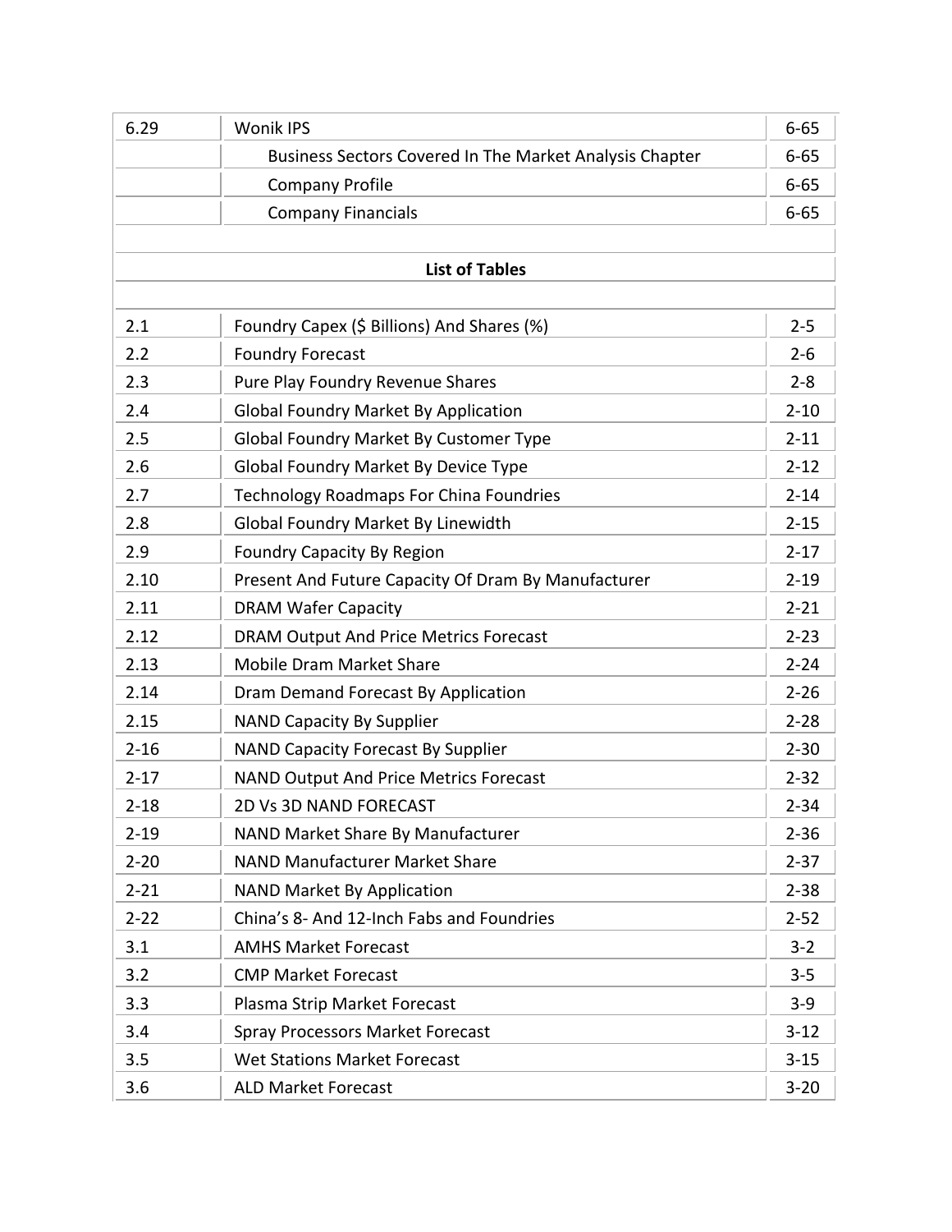| | | |
|---|---|---|
| 6.29 | Wonik IPS | 6-65 |
| | Business Sectors Covered In The Market Analysis Chapter | 6-65 |
| | Company Profile | 6-65 |
| | Company Financials | 6-65 |

## List of Tables

| | | |
|---|---|---|
| 2.1 | Foundry Capex ($ Billions) And Shares (%) | 2-5 |
| 2.2 | Foundry Forecast | 2-6 |
| 2.3 | Pure Play Foundry Revenue Shares | 2-8 |
| 2.4 | Global Foundry Market By Application | 2-10 |
| 2.5 | Global Foundry Market By Customer Type | 2-11 |
| 2.6 | Global Foundry Market By Device Type | 2-12 |
| 2.7 | Technology Roadmaps For China Foundries | 2-14 |
| 2.8 | Global Foundry Market By Linewidth | 2-15 |
| 2.9 | Foundry Capacity By Region | 2-17 |
| 2.10 | Present And Future Capacity Of Dram By Manufacturer | 2-19 |
| 2.11 | DRAM Wafer Capacity | 2-21 |
| 2.12 | DRAM Output And Price Metrics Forecast | 2-23 |
| 2.13 | Mobile Dram Market Share | 2-24 |
| 2.14 | Dram Demand Forecast By Application | 2-26 |
| 2.15 | NAND Capacity By Supplier | 2-28 |
| 2-16 | NAND Capacity Forecast By Supplier | 2-30 |
| 2-17 | NAND Output And Price Metrics Forecast | 2-32 |
| 2-18 | 2D Vs 3D NAND FORECAST | 2-34 |
| 2-19 | NAND Market Share By Manufacturer | 2-36 |
| 2-20 | NAND Manufacturer Market Share | 2-37 |
| 2-21 | NAND Market By Application | 2-38 |
| 2-22 | China's 8- And 12-Inch Fabs and Foundries | 2-52 |
| 3.1 | AMHS Market Forecast | 3-2 |
| 3.2 | CMP Market Forecast | 3-5 |
| 3.3 | Plasma Strip Market Forecast | 3-9 |
| 3.4 | Spray Processors Market Forecast | 3-12 |
| 3.5 | Wet Stations Market Forecast | 3-15 |
| 3.6 | ALD Market Forecast | 3-20 |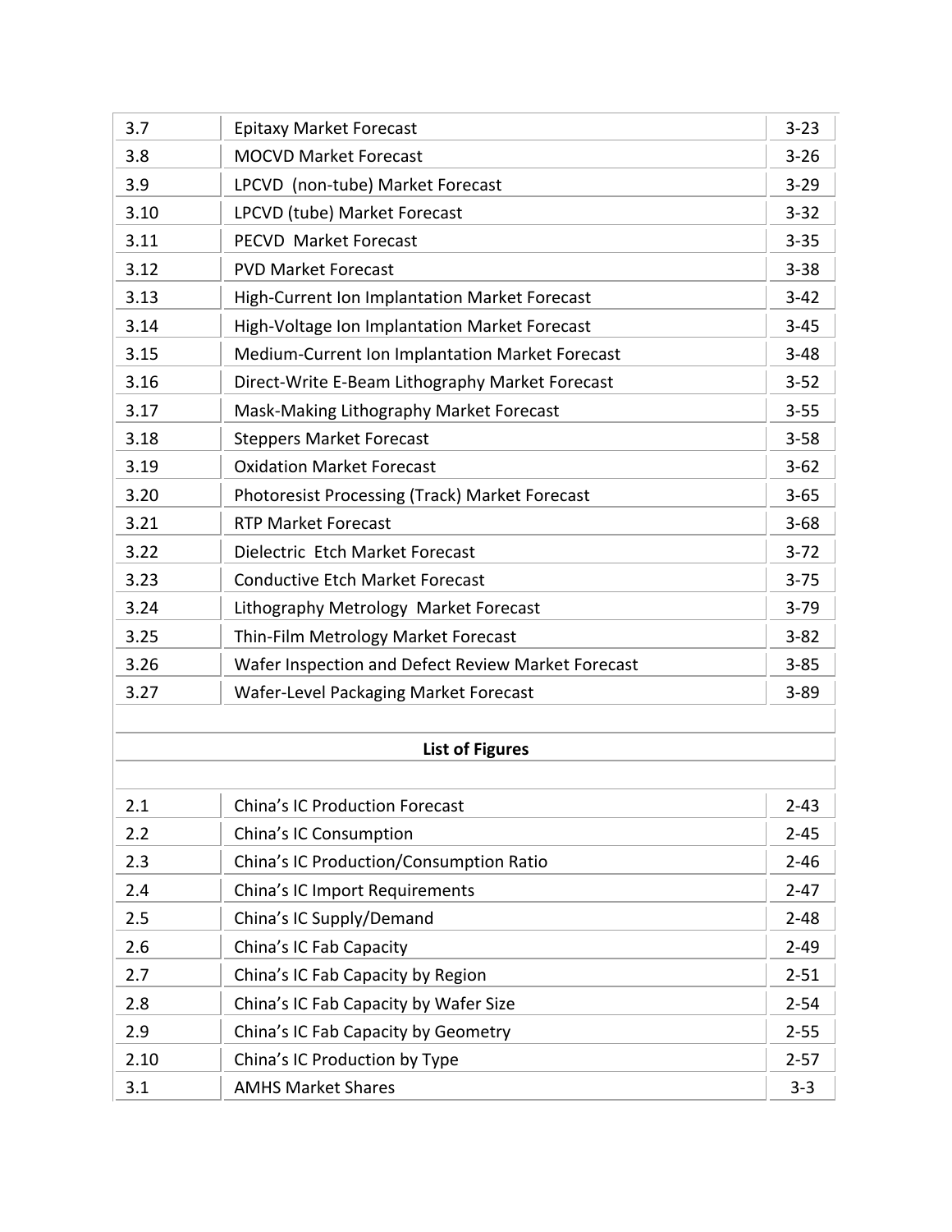| | | |
|---|---|---|
| 3.7 | Epitaxy Market Forecast | 3-23 |
| 3.8 | MOCVD Market Forecast | 3-26 |
| 3.9 | LPCVD (non-tube) Market Forecast | 3-29 |
| 3.10 | LPCVD (tube) Market Forecast | 3-32 |
| 3.11 | PECVD Market Forecast | 3-35 |
| 3.12 | PVD Market Forecast | 3-38 |
| 3.13 | High-Current Ion Implantation Market Forecast | 3-42 |
| 3.14 | High-Voltage Ion Implantation Market Forecast | 3-45 |
| 3.15 | Medium-Current Ion Implantation Market Forecast | 3-48 |
| 3.16 | Direct-Write E-Beam Lithography Market Forecast | 3-52 |
| 3.17 | Mask-Making Lithography Market Forecast | 3-55 |
| 3.18 | Steppers Market Forecast | 3-58 |
| 3.19 | Oxidation Market Forecast | 3-62 |
| 3.20 | Photoresist Processing (Track) Market Forecast | 3-65 |
| 3.21 | RTP Market Forecast | 3-68 |
| 3.22 | Dielectric Etch Market Forecast | 3-72 |
| 3.23 | Conductive Etch Market Forecast | 3-75 |
| 3.24 | Lithography Metrology Market Forecast | 3-79 |
| 3.25 | Thin-Film Metrology Market Forecast | 3-82 |
| 3.26 | Wafer Inspection and Defect Review Market Forecast | 3-85 |
| 3.27 | Wafer-Level Packaging Market Forecast | 3-89 |

**List of Figures**

| | | |
|---|---|---|
| 2.1 | China's IC Production Forecast | 2-43 |
| 2.2 | China's IC Consumption | 2-45 |
| 2.3 | China's IC Production/Consumption Ratio | 2-46 |
| 2.4 | China's IC Import Requirements | 2-47 |
| 2.5 | China's IC Supply/Demand | 2-48 |
| 2.6 | China's IC Fab Capacity | 2-49 |
| 2.7 | China's IC Fab Capacity by Region | 2-51 |
| 2.8 | China's IC Fab Capacity by Wafer Size | 2-54 |
| 2.9 | China's IC Fab Capacity by Geometry | 2-55 |
| 2.10 | China's IC Production by Type | 2-57 |
| 3.1 | AMHS Market Shares | 3-3 |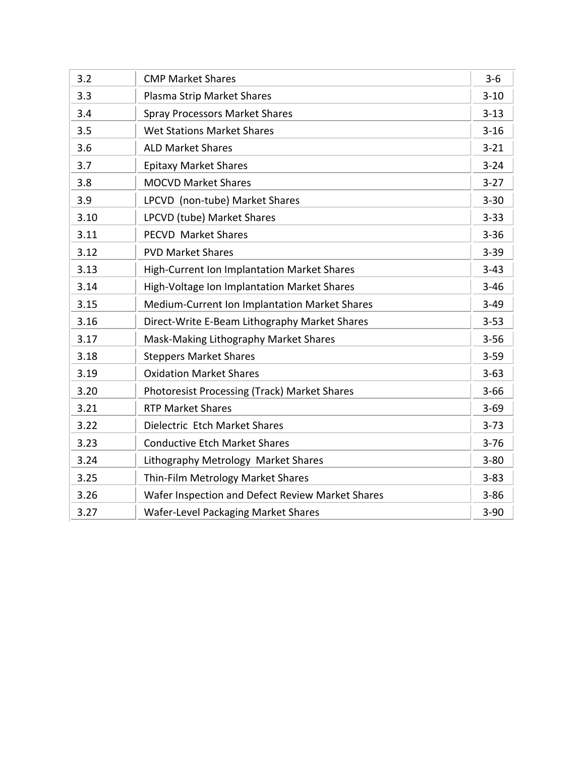| | | |
|---|---|---|
| 3.2 | CMP Market Shares | 3-6 |
| 3.3 | Plasma Strip Market Shares | 3-10 |
| 3.4 | Spray Processors Market Shares | 3-13 |
| 3.5 | Wet Stations Market Shares | 3-16 |
| 3.6 | ALD Market Shares | 3-21 |
| 3.7 | Epitaxy Market Shares | 3-24 |
| 3.8 | MOCVD Market Shares | 3-27 |
| 3.9 | LPCVD (non-tube) Market Shares | 3-30 |
| 3.10 | LPCVD (tube) Market Shares | 3-33 |
| 3.11 | PECVD Market Shares | 3-36 |
| 3.12 | PVD Market Shares | 3-39 |
| 3.13 | High-Current Ion Implantation Market Shares | 3-43 |
| 3.14 | High-Voltage Ion Implantation Market Shares | 3-46 |
| 3.15 | Medium-Current Ion Implantation Market Shares | 3-49 |
| 3.16 | Direct-Write E-Beam Lithography Market Shares | 3-53 |
| 3.17 | Mask-Making Lithography Market Shares | 3-56 |
| 3.18 | Steppers Market Shares | 3-59 |
| 3.19 | Oxidation Market Shares | 3-63 |
| 3.20 | Photoresist Processing (Track) Market Shares | 3-66 |
| 3.21 | RTP Market Shares | 3-69 |
| 3.22 | Dielectric Etch Market Shares | 3-73 |
| 3.23 | Conductive Etch Market Shares | 3-76 |
| 3.24 | Lithography Metrology Market Shares | 3-80 |
| 3.25 | Thin-Film Metrology Market Shares | 3-83 |
| 3.26 | Wafer Inspection and Defect Review Market Shares | 3-86 |
| 3.27 | Wafer-Level Packaging Market Shares | 3-90 |